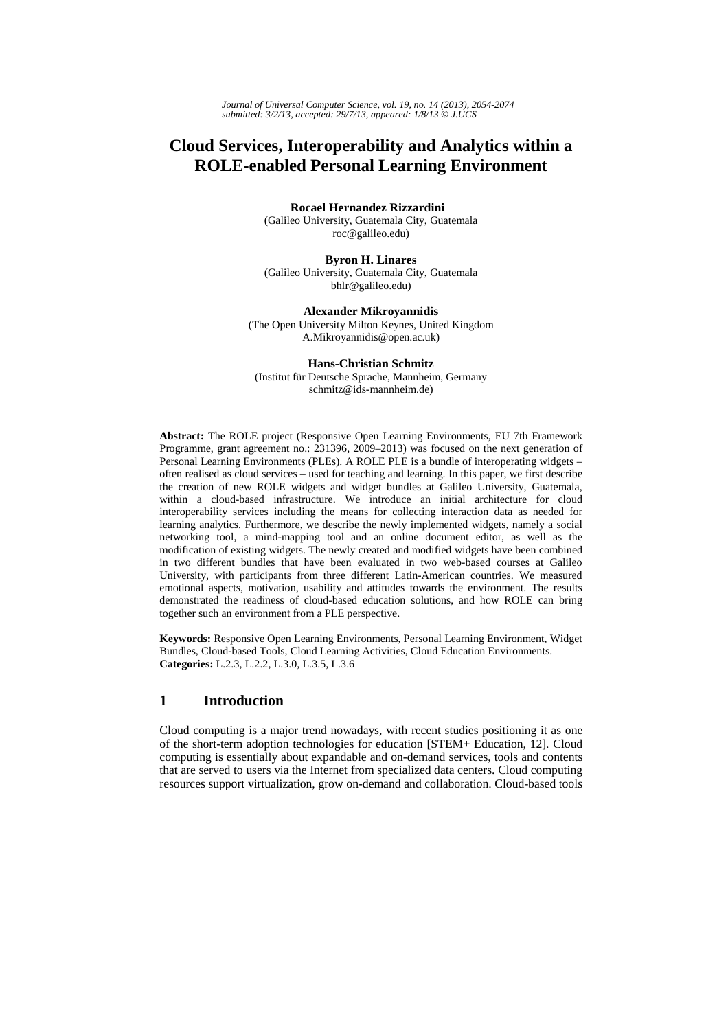# Cloud Services, Interoperability and Analytics within a ROLE-enabled Personal Learning Environment

**Rocael Hernandez Rizzardini**
(Galileo University, Guatemala City, Guatemala
roc@galileo.edu)

**Byron H. Linares**
(Galileo University, Guatemala City, Guatemala
bhlr@galileo.edu)

**Alexander Mikroyannidis**
(The Open University Milton Keynes, United Kingdom
A.Mikroyannidis@open.ac.uk)

**Hans-Christian Schmitz**
(Institut für Deutsche Sprache, Mannheim, Germany
schmitz@ids-mannheim.de)

**Abstract:** The ROLE project (Responsive Open Learning Environments, EU 7th Framework Programme, grant agreement no.: 231396, 2009–2013) was focused on the next generation of Personal Learning Environments (PLEs). A ROLE PLE is a bundle of interoperating widgets – often realised as cloud services – used for teaching and learning. In this paper, we first describe the creation of new ROLE widgets and widget bundles at Galileo University, Guatemala, within a cloud-based infrastructure. We introduce an initial architecture for cloud interoperability services including the means for collecting interaction data as needed for learning analytics. Furthermore, we describe the newly implemented widgets, namely a social networking tool, a mind-mapping tool and an online document editor, as well as the modification of existing widgets. The newly created and modified widgets have been combined in two different bundles that have been evaluated in two web-based courses at Galileo University, with participants from three different Latin-American countries. We measured emotional aspects, motivation, usability and attitudes towards the environment. The results demonstrated the readiness of cloud-based education solutions, and how ROLE can bring together such an environment from a PLE perspective.

**Keywords:** Responsive Open Learning Environments, Personal Learning Environment, Widget Bundles, Cloud-based Tools, Cloud Learning Activities, Cloud Education Environments.
**Categories:** L.2.3, L.2.2, L.3.0, L.3.5, L.3.6

## 1 Introduction

Cloud computing is a major trend nowadays, with recent studies positioning it as one of the short-term adoption technologies for education [STEM+ Education, 12]. Cloud computing is essentially about expandable and on-demand services, tools and contents that are served to users via the Internet from specialized data centers. Cloud computing resources support virtualization, grow on-demand and collaboration. Cloud-based tools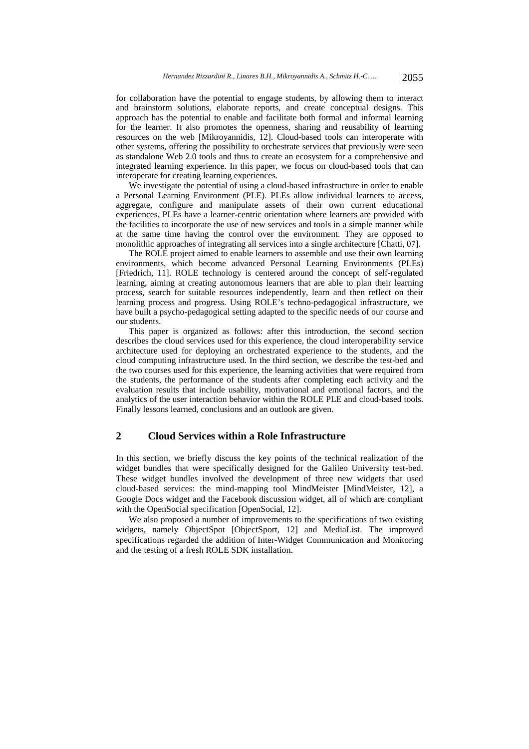for collaboration have the potential to engage students, by allowing them to interact and brainstorm solutions, elaborate reports, and create conceptual designs. This approach has the potential to enable and facilitate both formal and informal learning for the learner. It also promotes the openness, sharing and reusability of learning resources on the web [Mikroyannidis, 12]. Cloud-based tools can interoperate with other systems, offering the possibility to orchestrate services that previously were seen as standalone Web 2.0 tools and thus to create an ecosystem for a comprehensive and integrated learning experience. In this paper, we focus on cloud-based tools that can interoperate for creating learning experiences.

We investigate the potential of using a cloud-based infrastructure in order to enable a Personal Learning Environment (PLE). PLEs allow individual learners to access, aggregate, configure and manipulate assets of their own current educational experiences. PLEs have a learner-centric orientation where learners are provided with the facilities to incorporate the use of new services and tools in a simple manner while at the same time having the control over the environment. They are opposed to monolithic approaches of integrating all services into a single architecture [Chatti, 07].

The ROLE project aimed to enable learners to assemble and use their own learning environments, which become advanced Personal Learning Environments (PLEs) [Friedrich, 11]. ROLE technology is centered around the concept of self-regulated learning, aiming at creating autonomous learners that are able to plan their learning process, search for suitable resources independently, learn and then reflect on their learning process and progress. Using ROLE's techno-pedagogical infrastructure, we have built a psycho-pedagogical setting adapted to the specific needs of our course and our students.

This paper is organized as follows: after this introduction, the second section describes the cloud services used for this experience, the cloud interoperability service architecture used for deploying an orchestrated experience to the students, and the cloud computing infrastructure used. In the third section, we describe the test-bed and the two courses used for this experience, the learning activities that were required from the students, the performance of the students after completing each activity and the evaluation results that include usability, motivational and emotional factors, and the analytics of the user interaction behavior within the ROLE PLE and cloud-based tools. Finally lessons learned, conclusions and an outlook are given.

## 2 Cloud Services within a Role Infrastructure

In this section, we briefly discuss the key points of the technical realization of the widget bundles that were specifically designed for the Galileo University test-bed. These widget bundles involved the development of three new widgets that used cloud-based services: the mind-mapping tool MindMeister [MindMeister, 12], a Google Docs widget and the Facebook discussion widget, all of which are compliant with the OpenSocial specification [OpenSocial, 12].

We also proposed a number of improvements to the specifications of two existing widgets, namely ObjectSpot [ObjectSport, 12] and MediaList. The improved specifications regarded the addition of Inter-Widget Communication and Monitoring and the testing of a fresh ROLE SDK installation.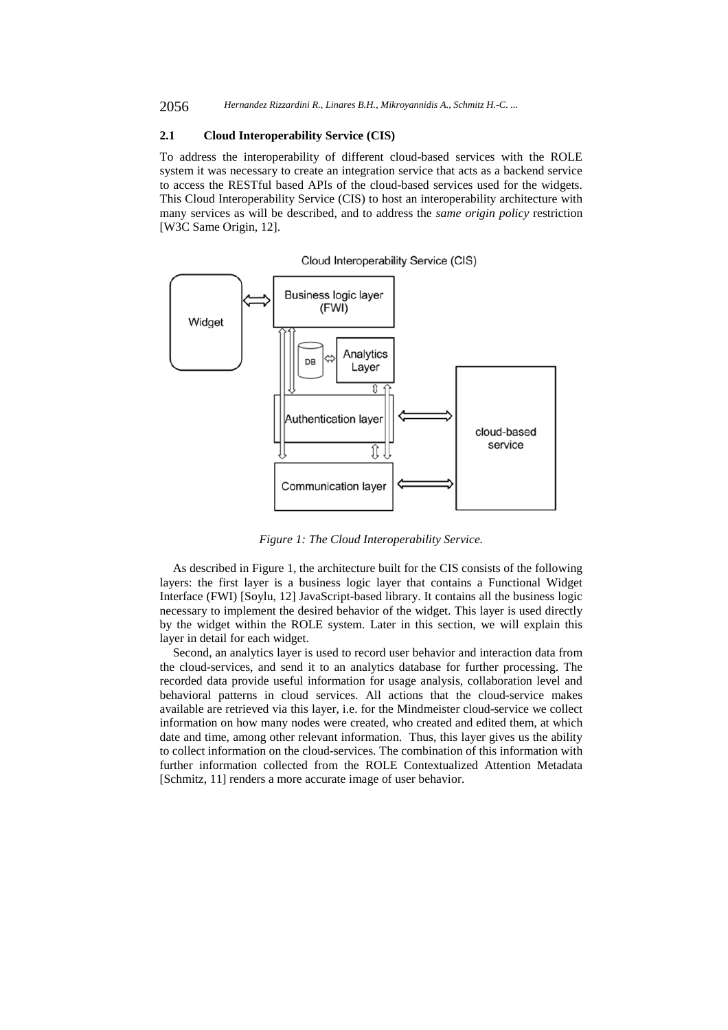### 2.1 Cloud Interoperability Service (CIS)

To address the interoperability of different cloud-based services with the ROLE system it was necessary to create an integration service that acts as a backend service to access the RESTful based APIs of the cloud-based services used for the widgets. This Cloud Interoperability Service (CIS) to host an interoperability architecture with many services as will be described, and to address the *same origin policy* restriction [W3C Same Origin, 12].

*Figure 1: The Cloud Interoperability Service.*

As described in Figure 1, the architecture built for the CIS consists of the following layers: the first layer is a business logic layer that contains a Functional Widget Interface (FWI) [Soylu, 12] JavaScript-based library. It contains all the business logic necessary to implement the desired behavior of the widget. This layer is used directly by the widget within the ROLE system. Later in this section, we will explain this layer in detail for each widget.

Second, an analytics layer is used to record user behavior and interaction data from the cloud-services, and send it to an analytics database for further processing. The recorded data provide useful information for usage analysis, collaboration level and behavioral patterns in cloud services. All actions that the cloud-service makes available are retrieved via this layer, i.e. for the Mindmeister cloud-service we collect information on how many nodes were created, who created and edited them, at which date and time, among other relevant information. Thus, this layer gives us the ability to collect information on the cloud-services. The combination of this information with further information collected from the ROLE Contextualized Attention Metadata [Schmitz, 11] renders a more accurate image of user behavior.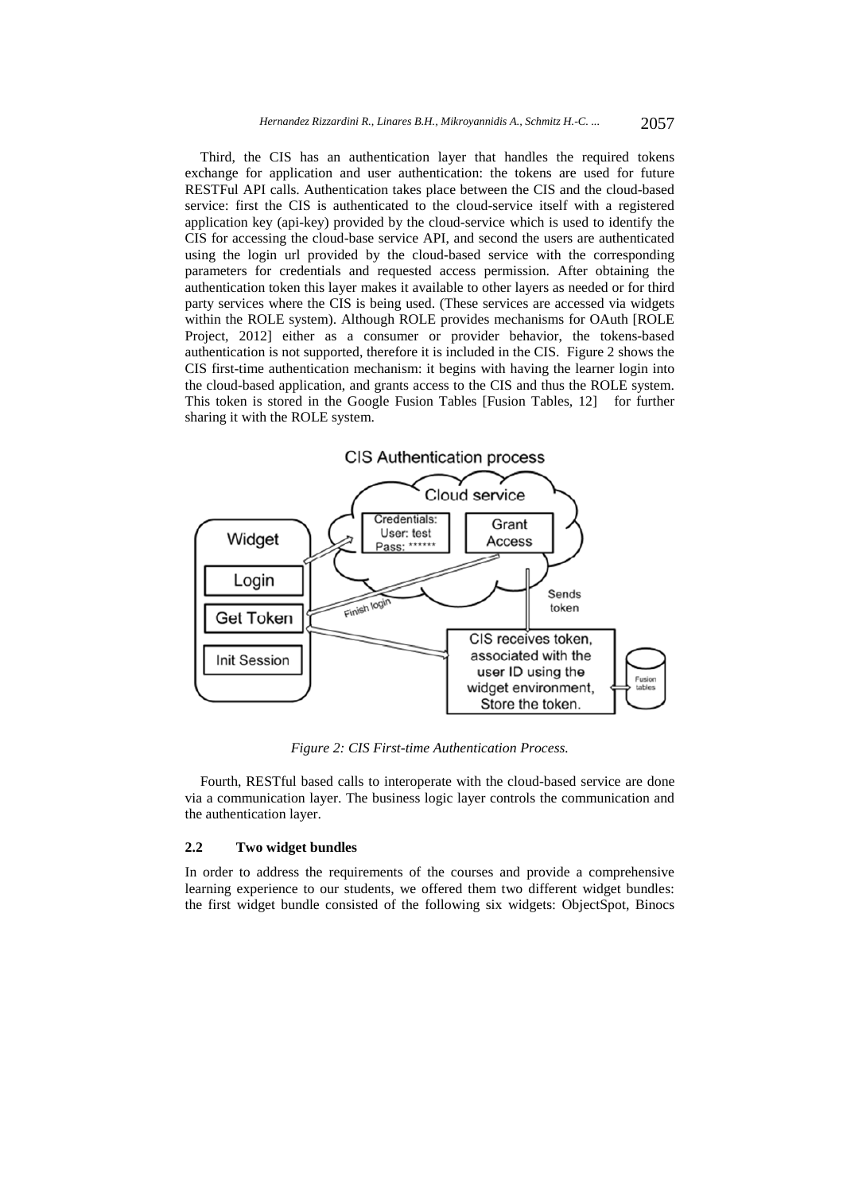Third, the CIS has an authentication layer that handles the required tokens exchange for application and user authentication: the tokens are used for future RESTFul API calls. Authentication takes place between the CIS and the cloud-based service: first the CIS is authenticated to the cloud-service itself with a registered application key (api-key) provided by the cloud-service which is used to identify the CIS for accessing the cloud-base service API, and second the users are authenticated using the login url provided by the cloud-based service with the corresponding parameters for credentials and requested access permission. After obtaining the authentication token this layer makes it available to other layers as needed or for third party services where the CIS is being used. (These services are accessed via widgets within the ROLE system). Although ROLE provides mechanisms for OAuth [ROLE Project, 2012] either as a consumer or provider behavior, the tokens-based authentication is not supported, therefore it is included in the CIS. Figure 2 shows the CIS first-time authentication mechanism: it begins with having the learner login into the cloud-based application, and grants access to the CIS and thus the ROLE system. This token is stored in the Google Fusion Tables [Fusion Tables, 12] for further sharing it with the ROLE system.

*Figure 2: CIS First-time Authentication Process.*

Fourth, RESTful based calls to interoperate with the cloud-based service are done via a communication layer. The business logic layer controls the communication and the authentication layer.

### 2.2 Two widget bundles

In order to address the requirements of the courses and provide a comprehensive learning experience to our students, we offered them two different widget bundles: the first widget bundle consisted of the following six widgets: ObjectSpot, Binocs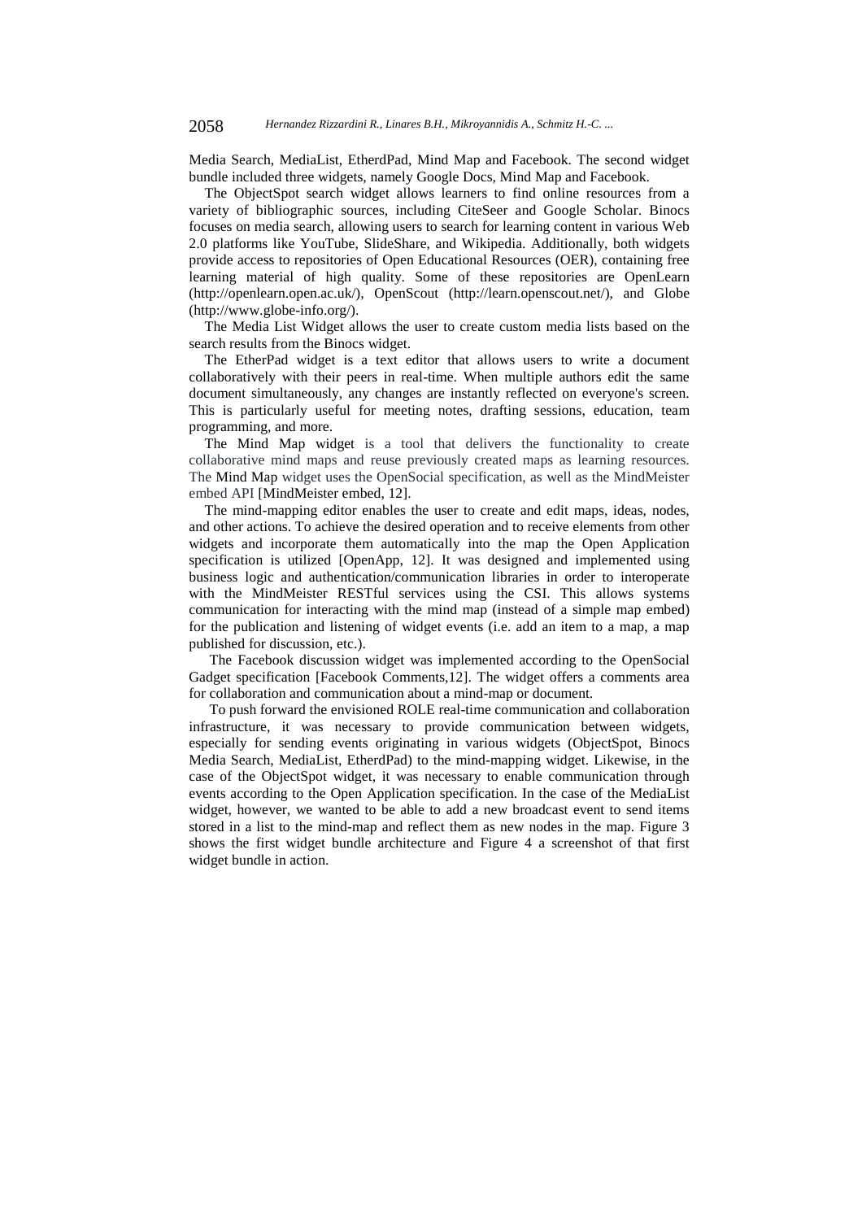Media Search, MediaList, EtherdPad, Mind Map and Facebook. The second widget bundle included three widgets, namely Google Docs, Mind Map and Facebook.

The ObjectSpot search widget allows learners to find online resources from a variety of bibliographic sources, including CiteSeer and Google Scholar. Binocs focuses on media search, allowing users to search for learning content in various Web 2.0 platforms like YouTube, SlideShare, and Wikipedia. Additionally, both widgets provide access to repositories of Open Educational Resources (OER), containing free learning material of high quality. Some of these repositories are OpenLearn (http://openlearn.open.ac.uk/), OpenScout (http://learn.openscout.net/), and Globe (http://www.globe-info.org/).

The Media List Widget allows the user to create custom media lists based on the search results from the Binocs widget.

The EtherPad widget is a text editor that allows users to write a document collaboratively with their peers in real-time. When multiple authors edit the same document simultaneously, any changes are instantly reflected on everyone's screen. This is particularly useful for meeting notes, drafting sessions, education, team programming, and more.

The Mind Map widget is a tool that delivers the functionality to create collaborative mind maps and reuse previously created maps as learning resources. The Mind Map widget uses the OpenSocial specification, as well as the MindMeister embed API [MindMeister embed, 12].

The mind-mapping editor enables the user to create and edit maps, ideas, nodes, and other actions. To achieve the desired operation and to receive elements from other widgets and incorporate them automatically into the map the Open Application specification is utilized [OpenApp, 12]. It was designed and implemented using business logic and authentication/communication libraries in order to interoperate with the MindMeister RESTful services using the CSI. This allows systems communication for interacting with the mind map (instead of a simple map embed) for the publication and listening of widget events (i.e. add an item to a map, a map published for discussion, etc.).

The Facebook discussion widget was implemented according to the OpenSocial Gadget specification [Facebook Comments,12]. The widget offers a comments area for collaboration and communication about a mind-map or document.

To push forward the envisioned ROLE real-time communication and collaboration infrastructure, it was necessary to provide communication between widgets, especially for sending events originating in various widgets (ObjectSpot, Binocs Media Search, MediaList, EtherdPad) to the mind-mapping widget. Likewise, in the case of the ObjectSpot widget, it was necessary to enable communication through events according to the Open Application specification. In the case of the MediaList widget, however, we wanted to be able to add a new broadcast event to send items stored in a list to the mind-map and reflect them as new nodes in the map. Figure 3 shows the first widget bundle architecture and Figure 4 a screenshot of that first widget bundle in action.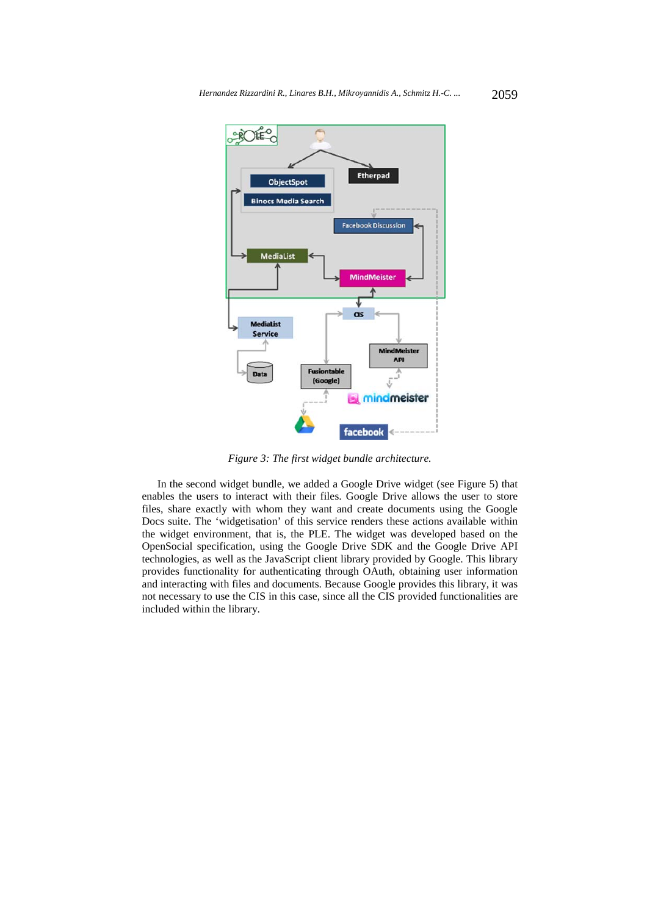*Figure 3: The first widget bundle architecture.*

In the second widget bundle, we added a Google Drive widget (see Figure 5) that enables the users to interact with their files. Google Drive allows the user to store files, share exactly with whom they want and create documents using the Google Docs suite. The 'widgetisation' of this service renders these actions available within the widget environment, that is, the PLE. The widget was developed based on the OpenSocial specification, using the Google Drive SDK and the Google Drive API technologies, as well as the JavaScript client library provided by Google. This library provides functionality for authenticating through OAuth, obtaining user information and interacting with files and documents. Because Google provides this library, it was not necessary to use the CIS in this case, since all the CIS provided functionalities are included within the library.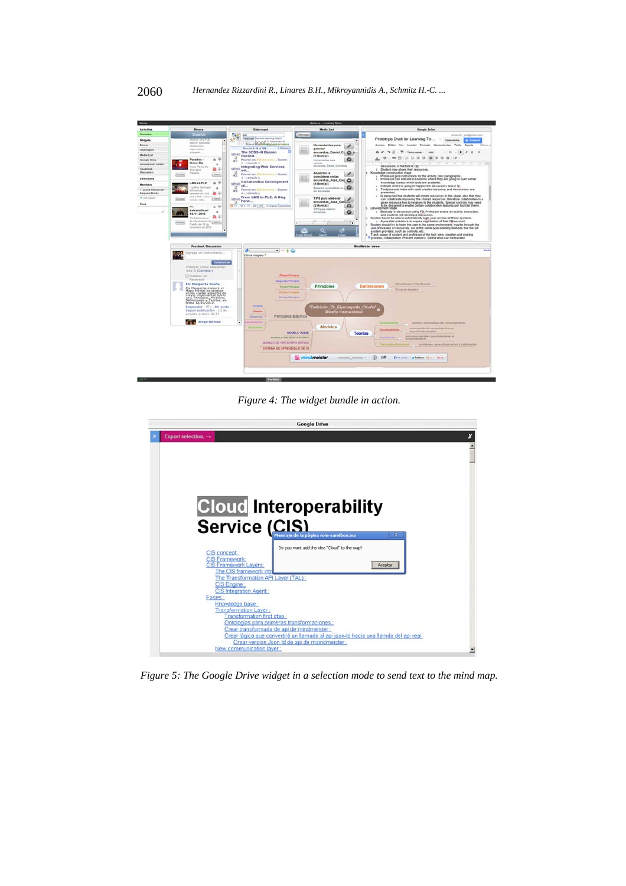Figure 4: The widget bundle in action.

Figure 5: The Google Drive widget in a selection mode to send text to the mind map.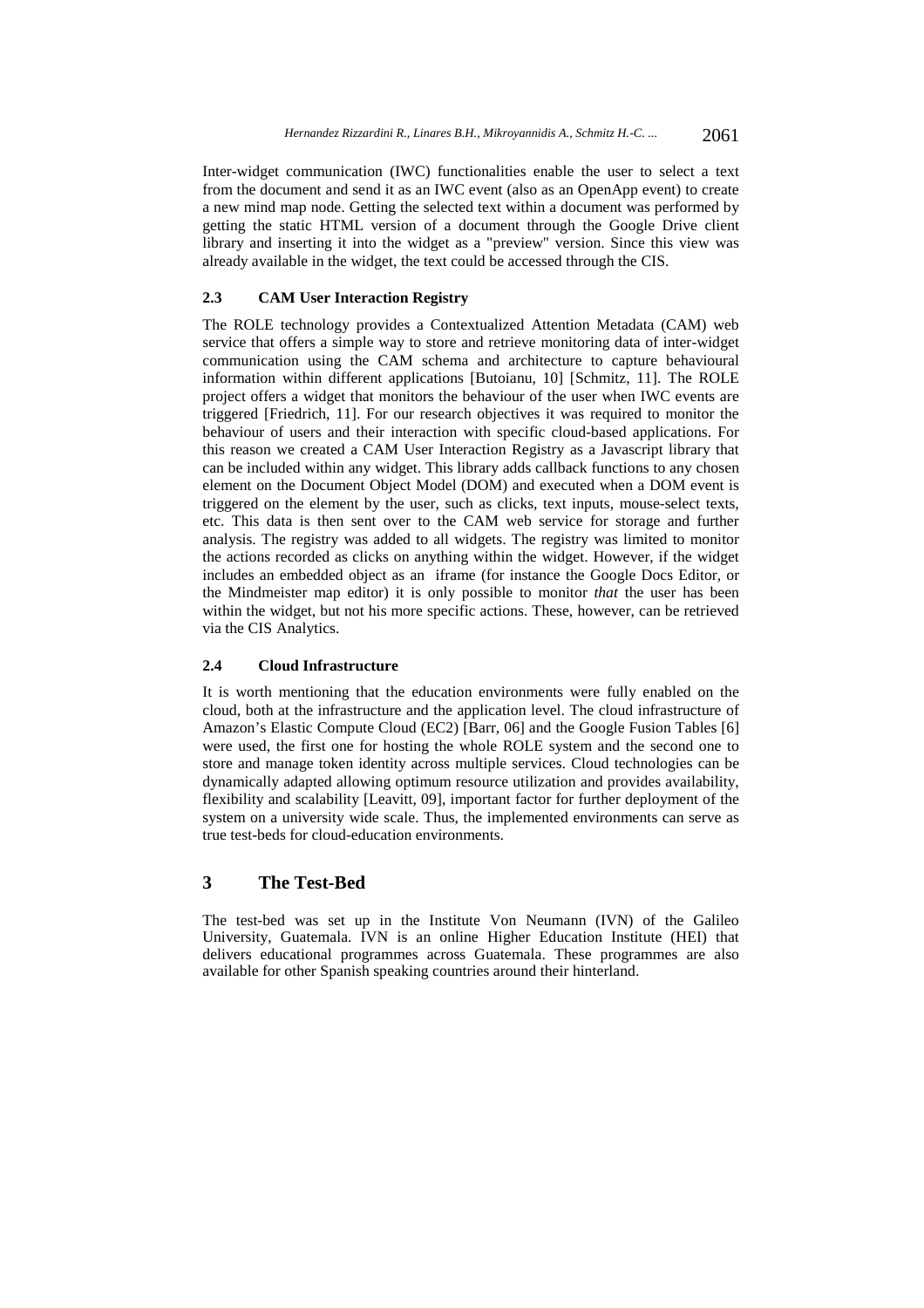Inter-widget communication (IWC) functionalities enable the user to select a text from the document and send it as an IWC event (also as an OpenApp event) to create a new mind map node. Getting the selected text within a document was performed by getting the static HTML version of a document through the Google Drive client library and inserting it into the widget as a "preview" version. Since this view was already available in the widget, the text could be accessed through the CIS.

### 2.3 CAM User Interaction Registry

The ROLE technology provides a Contextualized Attention Metadata (CAM) web service that offers a simple way to store and retrieve monitoring data of inter-widget communication using the CAM schema and architecture to capture behavioural information within different applications [Butoianu, 10] [Schmitz, 11]. The ROLE project offers a widget that monitors the behaviour of the user when IWC events are triggered [Friedrich, 11]. For our research objectives it was required to monitor the behaviour of users and their interaction with specific cloud-based applications. For this reason we created a CAM User Interaction Registry as a Javascript library that can be included within any widget. This library adds callback functions to any chosen element on the Document Object Model (DOM) and executed when a DOM event is triggered on the element by the user, such as clicks, text inputs, mouse-select texts, etc. This data is then sent over to the CAM web service for storage and further analysis. The registry was added to all widgets. The registry was limited to monitor the actions recorded as clicks on anything within the widget. However, if the widget includes an embedded object as an iframe (for instance the Google Docs Editor, or the Mindmeister map editor) it is only possible to monitor *that* the user has been within the widget, but not his more specific actions. These, however, can be retrieved via the CIS Analytics.

### 2.4 Cloud Infrastructure

It is worth mentioning that the education environments were fully enabled on the cloud, both at the infrastructure and the application level. The cloud infrastructure of Amazon's Elastic Compute Cloud (EC2) [Barr, 06] and the Google Fusion Tables [6] were used, the first one for hosting the whole ROLE system and the second one to store and manage token identity across multiple services. Cloud technologies can be dynamically adapted allowing optimum resource utilization and provides availability, flexibility and scalability [Leavitt, 09], important factor for further deployment of the system on a university wide scale. Thus, the implemented environments can serve as true test-beds for cloud-education environments.

## 3 The Test-Bed

The test-bed was set up in the Institute Von Neumann (IVN) of the Galileo University, Guatemala. IVN is an online Higher Education Institute (HEI) that delivers educational programmes across Guatemala. These programmes are also available for other Spanish speaking countries around their hinterland.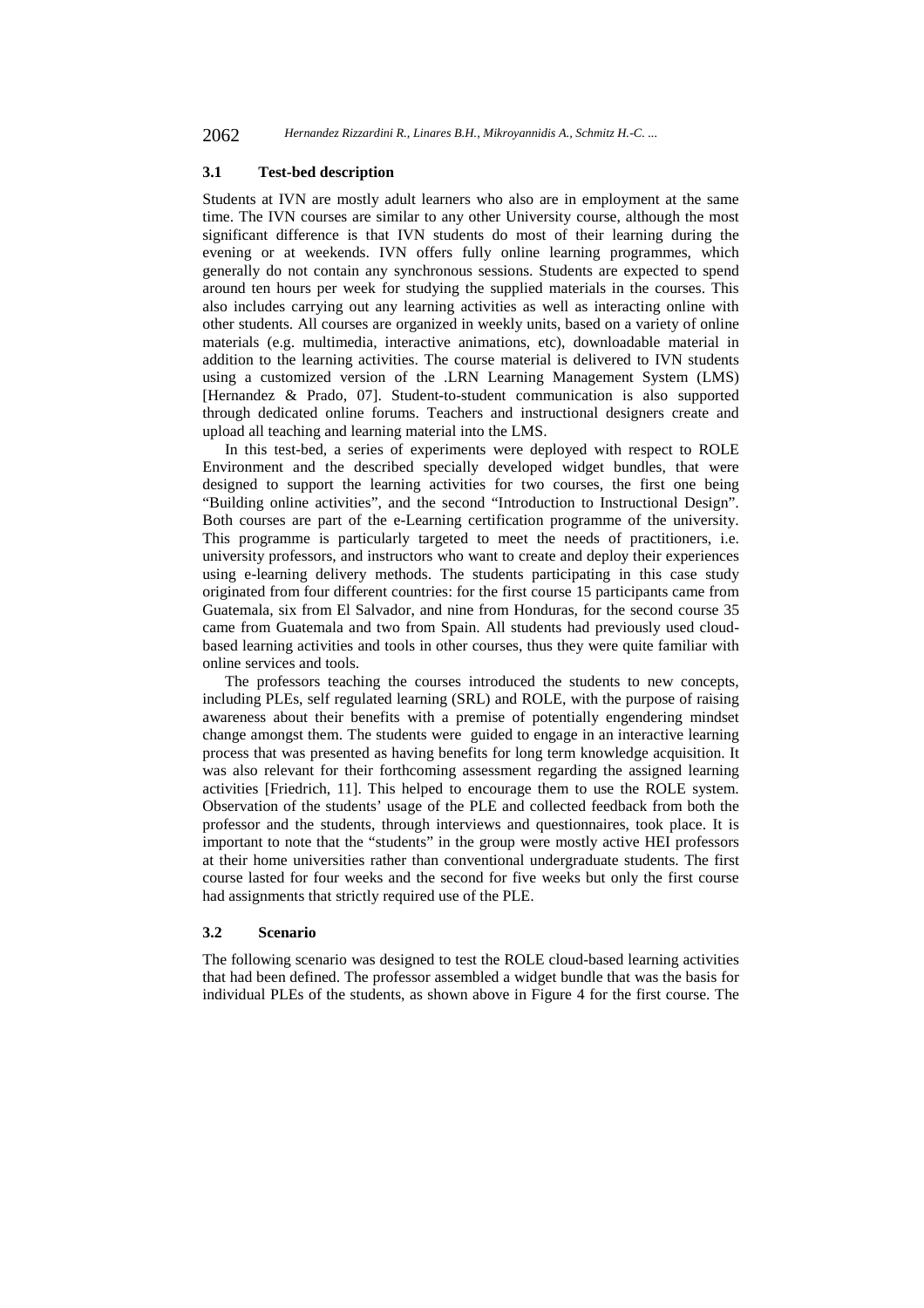### 3.1 Test-bed description

Students at IVN are mostly adult learners who also are in employment at the same time. The IVN courses are similar to any other University course, although the most significant difference is that IVN students do most of their learning during the evening or at weekends. IVN offers fully online learning programmes, which generally do not contain any synchronous sessions. Students are expected to spend around ten hours per week for studying the supplied materials in the courses. This also includes carrying out any learning activities as well as interacting online with other students. All courses are organized in weekly units, based on a variety of online materials (e.g. multimedia, interactive animations, etc), downloadable material in addition to the learning activities. The course material is delivered to IVN students using a customized version of the .LRN Learning Management System (LMS) [Hernandez & Prado, 07]. Student-to-student communication is also supported through dedicated online forums. Teachers and instructional designers create and upload all teaching and learning material into the LMS.

In this test-bed, a series of experiments were deployed with respect to ROLE Environment and the described specially developed widget bundles, that were designed to support the learning activities for two courses, the first one being "Building online activities", and the second "Introduction to Instructional Design". Both courses are part of the e-Learning certification programme of the university. This programme is particularly targeted to meet the needs of practitioners, i.e. university professors, and instructors who want to create and deploy their experiences using e-learning delivery methods. The students participating in this case study originated from four different countries: for the first course 15 participants came from Guatemala, six from El Salvador, and nine from Honduras, for the second course 35 came from Guatemala and two from Spain. All students had previously used cloud-based learning activities and tools in other courses, thus they were quite familiar with online services and tools.

The professors teaching the courses introduced the students to new concepts, including PLEs, self regulated learning (SRL) and ROLE, with the purpose of raising awareness about their benefits with a premise of potentially engendering mindset change amongst them. The students were guided to engage in an interactive learning process that was presented as having benefits for long term knowledge acquisition. It was also relevant for their forthcoming assessment regarding the assigned learning activities [Friedrich, 11]. This helped to encourage them to use the ROLE system. Observation of the students' usage of the PLE and collected feedback from both the professor and the students, through interviews and questionnaires, took place. It is important to note that the "students" in the group were mostly active HEI professors at their home universities rather than conventional undergraduate students. The first course lasted for four weeks and the second for five weeks but only the first course had assignments that strictly required use of the PLE.

### 3.2 Scenario

The following scenario was designed to test the ROLE cloud-based learning activities that had been defined. The professor assembled a widget bundle that was the basis for individual PLEs of the students, as shown above in Figure 4 for the first course. The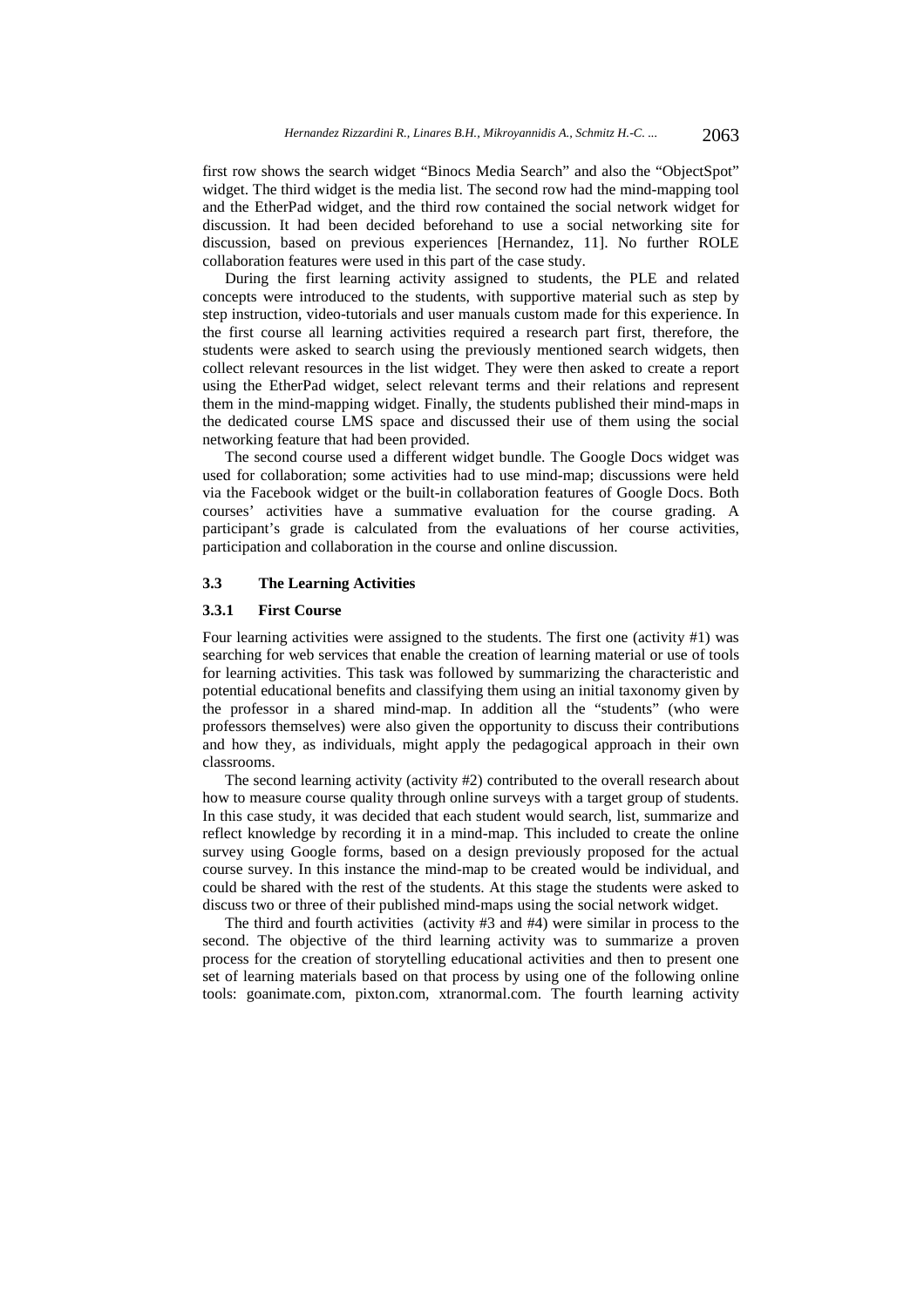first row shows the search widget "Binocs Media Search" and also the "ObjectSpot" widget. The third widget is the media list. The second row had the mind-mapping tool and the EtherPad widget, and the third row contained the social network widget for discussion. It had been decided beforehand to use a social networking site for discussion, based on previous experiences [Hernandez, 11]. No further ROLE collaboration features were used in this part of the case study.

During the first learning activity assigned to students, the PLE and related concepts were introduced to the students, with supportive material such as step by step instruction, video-tutorials and user manuals custom made for this experience. In the first course all learning activities required a research part first, therefore, the students were asked to search using the previously mentioned search widgets, then collect relevant resources in the list widget. They were then asked to create a report using the EtherPad widget, select relevant terms and their relations and represent them in the mind-mapping widget. Finally, the students published their mind-maps in the dedicated course LMS space and discussed their use of them using the social networking feature that had been provided.

The second course used a different widget bundle. The Google Docs widget was used for collaboration; some activities had to use mind-map; discussions were held via the Facebook widget or the built-in collaboration features of Google Docs. Both courses' activities have a summative evaluation for the course grading. A participant's grade is calculated from the evaluations of her course activities, participation and collaboration in the course and online discussion.

### 3.3 The Learning Activities

#### 3.3.1 First Course

Four learning activities were assigned to the students. The first one (activity #1) was searching for web services that enable the creation of learning material or use of tools for learning activities. This task was followed by summarizing the characteristic and potential educational benefits and classifying them using an initial taxonomy given by the professor in a shared mind-map. In addition all the "students" (who were professors themselves) were also given the opportunity to discuss their contributions and how they, as individuals, might apply the pedagogical approach in their own classrooms.

The second learning activity (activity #2) contributed to the overall research about how to measure course quality through online surveys with a target group of students. In this case study, it was decided that each student would search, list, summarize and reflect knowledge by recording it in a mind-map. This included to create the online survey using Google forms, based on a design previously proposed for the actual course survey. In this instance the mind-map to be created would be individual, and could be shared with the rest of the students. At this stage the students were asked to discuss two or three of their published mind-maps using the social network widget.

The third and fourth activities (activity #3 and #4) were similar in process to the second. The objective of the third learning activity was to summarize a proven process for the creation of storytelling educational activities and then to present one set of learning materials based on that process by using one of the following online tools: goanimate.com, pixton.com, xtranormal.com. The fourth learning activity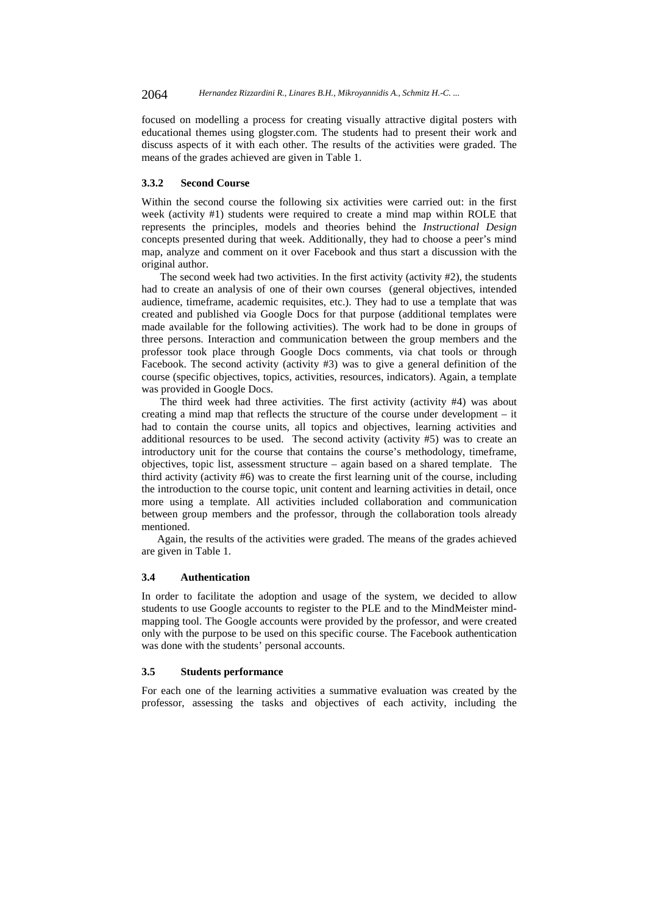focused on modelling a process for creating visually attractive digital posters with educational themes using glogster.com. The students had to present their work and discuss aspects of it with each other. The results of the activities were graded. The means of the grades achieved are given in Table 1.

#### 3.3.2 Second Course

Within the second course the following six activities were carried out: in the first week (activity #1) students were required to create a mind map within ROLE that represents the principles, models and theories behind the *Instructional Design* concepts presented during that week. Additionally, they had to choose a peer's mind map, analyze and comment on it over Facebook and thus start a discussion with the original author.

The second week had two activities. In the first activity (activity #2), the students had to create an analysis of one of their own courses (general objectives, intended audience, timeframe, academic requisites, etc.). They had to use a template that was created and published via Google Docs for that purpose (additional templates were made available for the following activities). The work had to be done in groups of three persons. Interaction and communication between the group members and the professor took place through Google Docs comments, via chat tools or through Facebook. The second activity (activity #3) was to give a general definition of the course (specific objectives, topics, activities, resources, indicators). Again, a template was provided in Google Docs.

The third week had three activities. The first activity (activity #4) was about creating a mind map that reflects the structure of the course under development – it had to contain the course units, all topics and objectives, learning activities and additional resources to be used. The second activity (activity #5) was to create an introductory unit for the course that contains the course's methodology, timeframe, objectives, topic list, assessment structure – again based on a shared template. The third activity (activity #6) was to create the first learning unit of the course, including the introduction to the course topic, unit content and learning activities in detail, once more using a template. All activities included collaboration and communication between group members and the professor, through the collaboration tools already mentioned.

Again, the results of the activities were graded. The means of the grades achieved are given in Table 1.

### 3.4 Authentication

In order to facilitate the adoption and usage of the system, we decided to allow students to use Google accounts to register to the PLE and to the MindMeister mind-mapping tool. The Google accounts were provided by the professor, and were created only with the purpose to be used on this specific course. The Facebook authentication was done with the students' personal accounts.

### 3.5 Students performance

For each one of the learning activities a summative evaluation was created by the professor, assessing the tasks and objectives of each activity, including the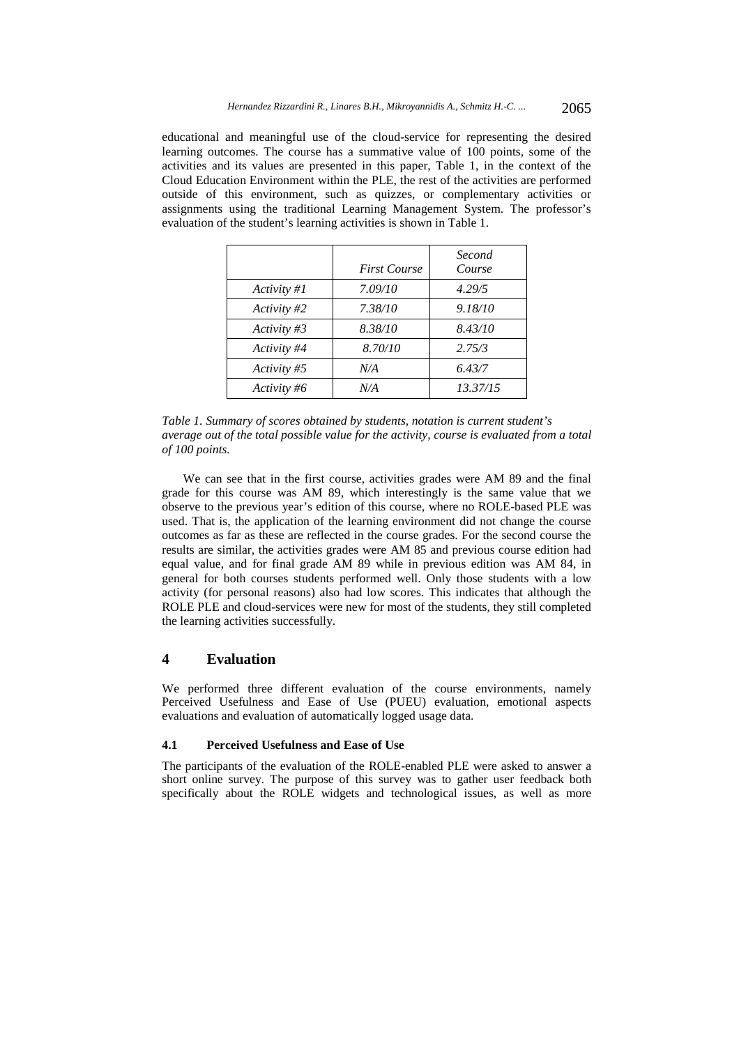educational and meaningful use of the cloud-service for representing the desired learning outcomes. The course has a summative value of 100 points, some of the activities and its values are presented in this paper, Table 1, in the context of the Cloud Education Environment within the PLE, the rest of the activities are performed outside of this environment, such as quizzes, or complementary activities or assignments using the traditional Learning Management System. The professor's evaluation of the student's learning activities is shown in Table 1.

| | *First Course* | *Second Course* |
|---|---|---|
| *Activity #1* | *7.09/10* | *4.29/5* |
| *Activity #2* | *7.38/10* | *9.18/10* |
| *Activity #3* | *8.38/10* | *8.43/10* |
| *Activity #4* | *8.70/10* | *2.75/3* |
| *Activity #5* | *N/A* | *6.43/7* |
| *Activity #6* | *N/A* | *13.37/15* |

*Table 1. Summary of scores obtained by students, notation is current student's average out of the total possible value for the activity, course is evaluated from a total of 100 points.*

We can see that in the first course, activities grades were AM 89 and the final grade for this course was AM 89, which interestingly is the same value that we observe to the previous year's edition of this course, where no ROLE-based PLE was used. That is, the application of the learning environment did not change the course outcomes as far as these are reflected in the course grades. For the second course the results are similar, the activities grades were AM 85 and previous course edition had equal value, and for final grade AM 89 while in previous edition was AM 84, in general for both courses students performed well. Only those students with a low activity (for personal reasons) also had low scores. This indicates that although the ROLE PLE and cloud-services were new for most of the students, they still completed the learning activities successfully.

## 4 Evaluation

We performed three different evaluation of the course environments, namely Perceived Usefulness and Ease of Use (PUEU) evaluation, emotional aspects evaluations and evaluation of automatically logged usage data.

### 4.1 Perceived Usefulness and Ease of Use

The participants of the evaluation of the ROLE-enabled PLE were asked to answer a short online survey. The purpose of this survey was to gather user feedback both specifically about the ROLE widgets and technological issues, as well as more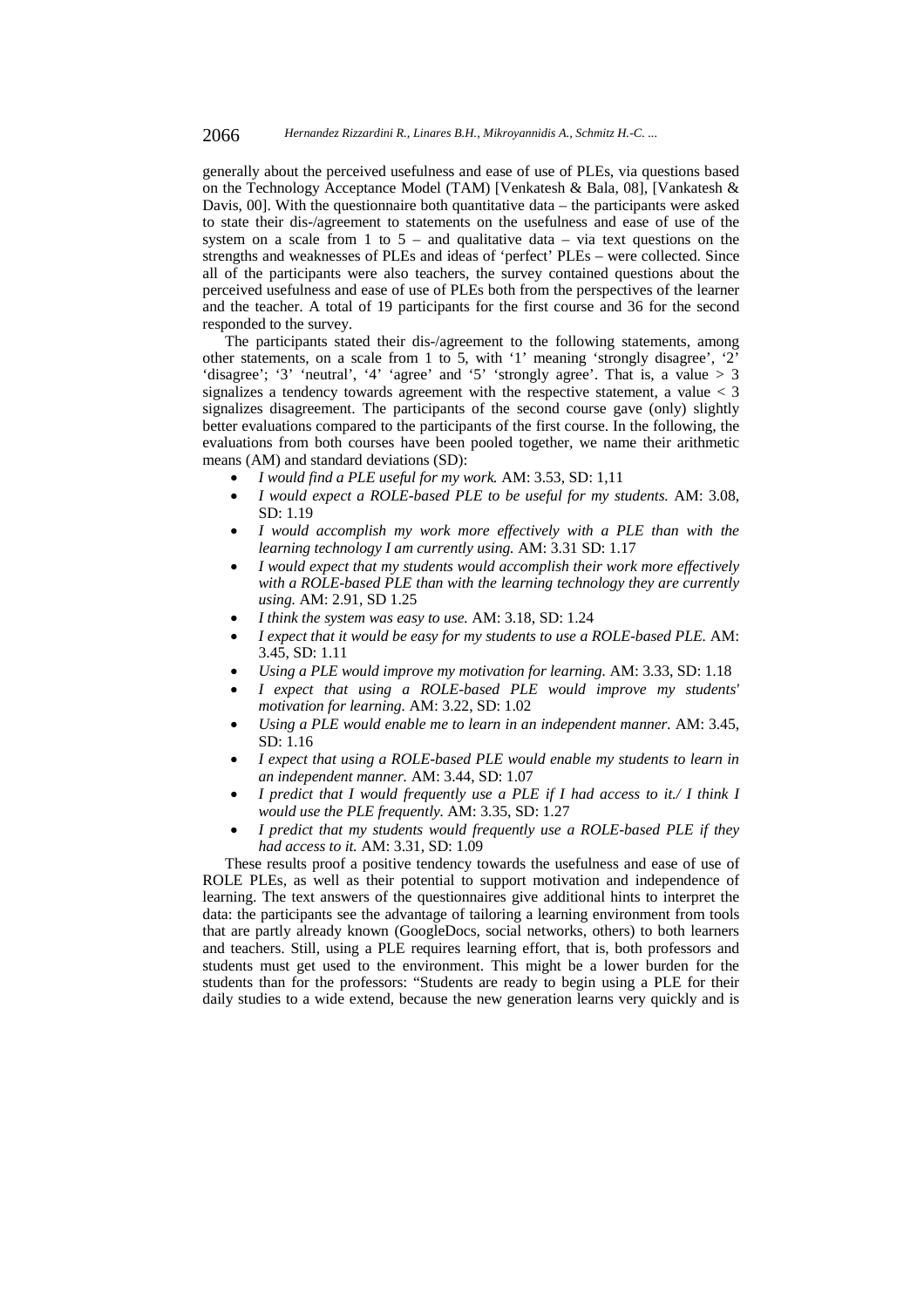generally about the perceived usefulness and ease of use of PLEs, via questions based on the Technology Acceptance Model (TAM) [Venkatesh & Bala, 08], [Vankatesh & Davis, 00]. With the questionnaire both quantitative data – the participants were asked to state their dis-/agreement to statements on the usefulness and ease of use of the system on a scale from 1 to 5 – and qualitative data – via text questions on the strengths and weaknesses of PLEs and ideas of 'perfect' PLEs – were collected. Since all of the participants were also teachers, the survey contained questions about the perceived usefulness and ease of use of PLEs both from the perspectives of the learner and the teacher. A total of 19 participants for the first course and 36 for the second responded to the survey.

The participants stated their dis-/agreement to the following statements, among other statements, on a scale from 1 to 5, with '1' meaning 'strongly disagree', '2' 'disagree'; '3' 'neutral', '4' 'agree' and '5' 'strongly agree'. That is, a value > 3 signalizes a tendency towards agreement with the respective statement, a value < 3 signalizes disagreement. The participants of the second course gave (only) slightly better evaluations compared to the participants of the first course. In the following, the evaluations from both courses have been pooled together, we name their arithmetic means (AM) and standard deviations (SD):

- *I would find a PLE useful for my work.* AM: 3.53, SD: 1,11
- *I would expect a ROLE-based PLE to be useful for my students.* AM: 3.08, SD: 1.19
- *I would accomplish my work more effectively with a PLE than with the learning technology I am currently using.* AM: 3.31 SD: 1.17
- *I would expect that my students would accomplish their work more effectively with a ROLE-based PLE than with the learning technology they are currently using.* AM: 2.91, SD 1.25
- *I think the system was easy to use.* AM: 3.18, SD: 1.24
- *I expect that it would be easy for my students to use a ROLE-based PLE.* AM: 3.45, SD: 1.11
- *Using a PLE would improve my motivation for learning.* AM: 3.33, SD: 1.18
- *I expect that using a ROLE-based PLE would improve my students' motivation for learning.* AM: 3.22, SD: 1.02
- *Using a PLE would enable me to learn in an independent manner.* AM: 3.45, SD: 1.16
- *I expect that using a ROLE-based PLE would enable my students to learn in an independent manner.* AM: 3.44, SD: 1.07
- *I predict that I would frequently use a PLE if I had access to it./ I think I would use the PLE frequently.* AM: 3.35, SD: 1.27
- *I predict that my students would frequently use a ROLE-based PLE if they had access to it.* AM: 3.31, SD: 1.09

These results proof a positive tendency towards the usefulness and ease of use of ROLE PLEs, as well as their potential to support motivation and independence of learning. The text answers of the questionnaires give additional hints to interpret the data: the participants see the advantage of tailoring a learning environment from tools that are partly already known (GoogleDocs, social networks, others) to both learners and teachers. Still, using a PLE requires learning effort, that is, both professors and students must get used to the environment. This might be a lower burden for the students than for the professors: "Students are ready to begin using a PLE for their daily studies to a wide extend, because the new generation learns very quickly and is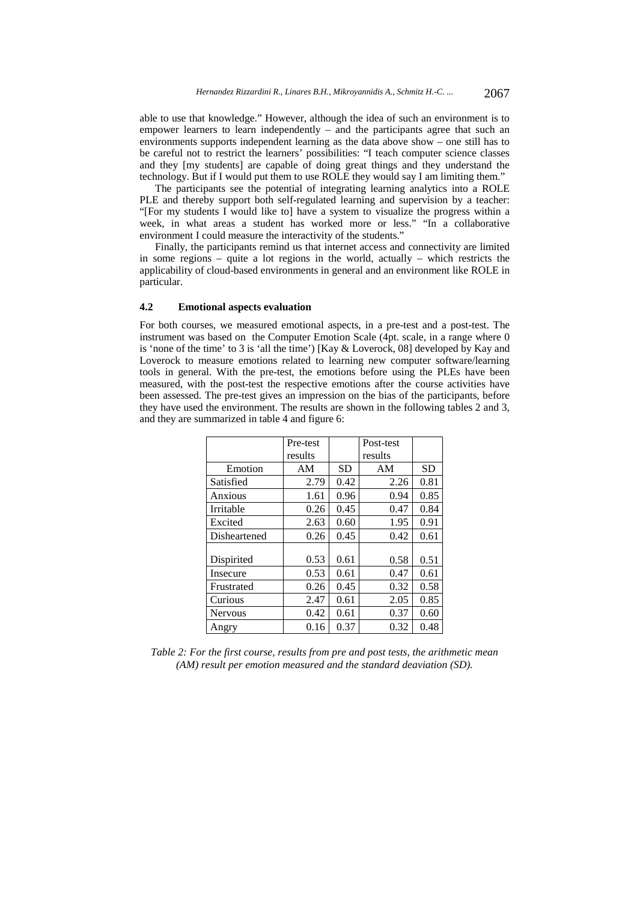able to use that knowledge." However, although the idea of such an environment is to empower learners to learn independently – and the participants agree that such an environments supports independent learning as the data above show – one still has to be careful not to restrict the learners' possibilities: "I teach computer science classes and they [my students] are capable of doing great things and they understand the technology. But if I would put them to use ROLE they would say I am limiting them."

The participants see the potential of integrating learning analytics into a ROLE PLE and thereby support both self-regulated learning and supervision by a teacher: "[For my students I would like to] have a system to visualize the progress within a week, in what areas a student has worked more or less." "In a collaborative environment I could measure the interactivity of the students."

Finally, the participants remind us that internet access and connectivity are limited in some regions – quite a lot regions in the world, actually – which restricts the applicability of cloud-based environments in general and an environment like ROLE in particular.

### 4.2 Emotional aspects evaluation

For both courses, we measured emotional aspects, in a pre-test and a post-test. The instrument was based on the Computer Emotion Scale (4pt. scale, in a range where 0 is 'none of the time' to 3 is 'all the time') [Kay & Loverock, 08] developed by Kay and Loverock to measure emotions related to learning new computer software/learning tools in general. With the pre-test, the emotions before using the PLEs have been measured, with the post-test the respective emotions after the course activities have been assessed. The pre-test gives an impression on the bias of the participants, before they have used the environment. The results are shown in the following tables 2 and 3, and they are summarized in table 4 and figure 6:

| | Pre-test results | | Post-test results | |
|---|---|---|---|---|
| Emotion | AM | SD | AM | SD |
| Satisfied | 2.79 | 0.42 | 2.26 | 0.81 |
| Anxious | 1.61 | 0.96 | 0.94 | 0.85 |
| Irritable | 0.26 | 0.45 | 0.47 | 0.84 |
| Excited | 2.63 | 0.60 | 1.95 | 0.91 |
| Disheartened | 0.26 | 0.45 | 0.42 | 0.61 |
| Dispirited | 0.53 | 0.61 | 0.58 | 0.51 |
| Insecure | 0.53 | 0.61 | 0.47 | 0.61 |
| Frustrated | 0.26 | 0.45 | 0.32 | 0.58 |
| Curious | 2.47 | 0.61 | 2.05 | 0.85 |
| Nervous | 0.42 | 0.61 | 0.37 | 0.60 |
| Angry | 0.16 | 0.37 | 0.32 | 0.48 |

*Table 2: For the first course, results from pre and post tests, the arithmetic mean (AM) result per emotion measured and the standard deaviation (SD).*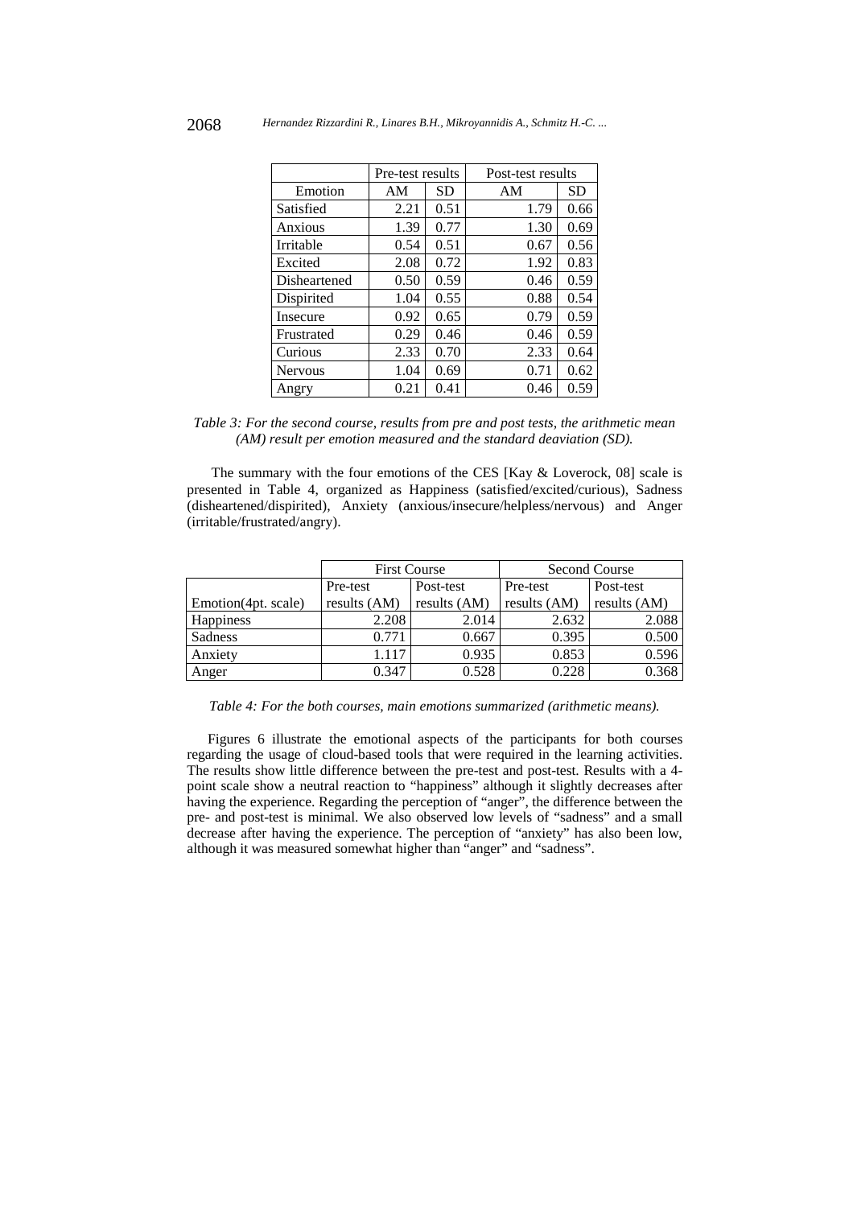| | Pre-test results | | Post-test results | |
|---|---|---|---|---|
| Emotion | AM | SD | AM | SD |
| Satisfied | 2.21 | 0.51 | 1.79 | 0.66 |
| Anxious | 1.39 | 0.77 | 1.30 | 0.69 |
| Irritable | 0.54 | 0.51 | 0.67 | 0.56 |
| Excited | 2.08 | 0.72 | 1.92 | 0.83 |
| Disheartened | 0.50 | 0.59 | 0.46 | 0.59 |
| Dispirited | 1.04 | 0.55 | 0.88 | 0.54 |
| Insecure | 0.92 | 0.65 | 0.79 | 0.59 |
| Frustrated | 0.29 | 0.46 | 0.46 | 0.59 |
| Curious | 2.33 | 0.70 | 2.33 | 0.64 |
| Nervous | 1.04 | 0.69 | 0.71 | 0.62 |
| Angry | 0.21 | 0.41 | 0.46 | 0.59 |

*Table 3: For the second course, results from pre and post tests, the arithmetic mean (AM) result per emotion measured and the standard deaviation (SD).*

The summary with the four emotions of the CES [Kay & Loverock, 08] scale is presented in Table 4, organized as Happiness (satisfied/excited/curious), Sadness (disheartened/dispirited), Anxiety (anxious/insecure/helpless/nervous) and Anger (irritable/frustrated/angry).

| | First Course | | Second Course | |
|---|---|---|---|---|
| Emotion(4pt. scale) | Pre-test results (AM) | Post-test results (AM) | Pre-test results (AM) | Post-test results (AM) |
| Happiness | 2.208 | 2.014 | 2.632 | 2.088 |
| Sadness | 0.771 | 0.667 | 0.395 | 0.500 |
| Anxiety | 1.117 | 0.935 | 0.853 | 0.596 |
| Anger | 0.347 | 0.528 | 0.228 | 0.368 |

*Table 4: For the both courses, main emotions summarized (arithmetic means).*

Figures 6 illustrate the emotional aspects of the participants for both courses regarding the usage of cloud-based tools that were required in the learning activities. The results show little difference between the pre-test and post-test. Results with a 4-point scale show a neutral reaction to "happiness" although it slightly decreases after having the experience. Regarding the perception of "anger", the difference between the pre- and post-test is minimal. We also observed low levels of "sadness" and a small decrease after having the experience. The perception of "anxiety" has also been low, although it was measured somewhat higher than "anger" and "sadness".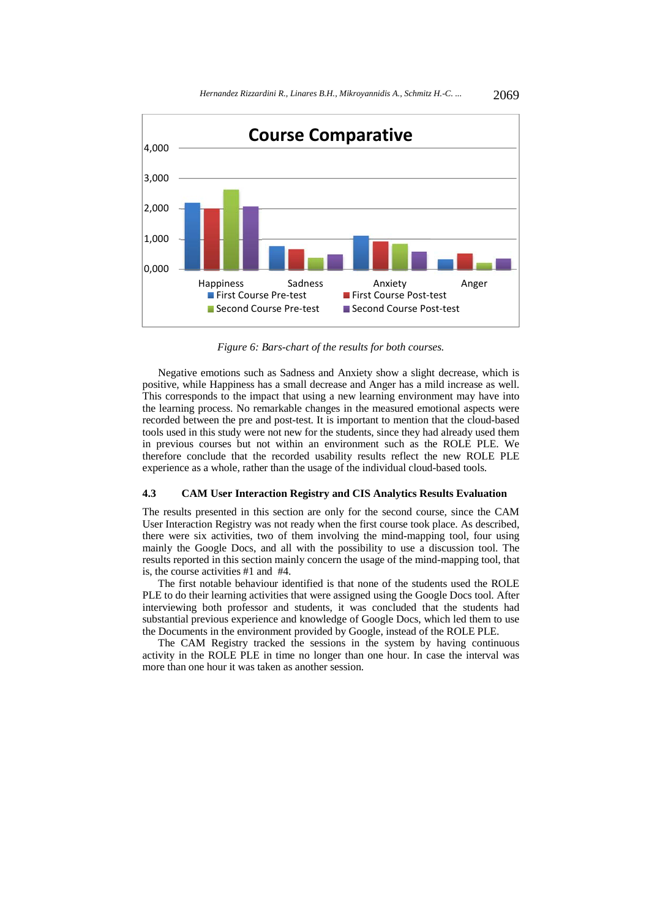Figure 6: Bars-chart of the results for both courses.

Negative emotions such as Sadness and Anxiety show a slight decrease, which is positive, while Happiness has a small decrease and Anger has a mild increase as well. This corresponds to the impact that using a new learning environment may have into the learning process. No remarkable changes in the measured emotional aspects were recorded between the pre and post-test. It is important to mention that the cloud-based tools used in this study were not new for the students, since they had already used them in previous courses but not within an environment such as the ROLE PLE. We therefore conclude that the recorded usability results reflect the new ROLE PLE experience as a whole, rather than the usage of the individual cloud-based tools.

### 4.3 CAM User Interaction Registry and CIS Analytics Results Evaluation

The results presented in this section are only for the second course, since the CAM User Interaction Registry was not ready when the first course took place. As described, there were six activities, two of them involving the mind-mapping tool, four using mainly the Google Docs, and all with the possibility to use a discussion tool. The results reported in this section mainly concern the usage of the mind-mapping tool, that is, the course activities #1 and #4.

The first notable behaviour identified is that none of the students used the ROLE PLE to do their learning activities that were assigned using the Google Docs tool. After interviewing both professor and students, it was concluded that the students had substantial previous experience and knowledge of Google Docs, which led them to use the Documents in the environment provided by Google, instead of the ROLE PLE.

The CAM Registry tracked the sessions in the system by having continuous activity in the ROLE PLE in time no longer than one hour. In case the interval was more than one hour it was taken as another session.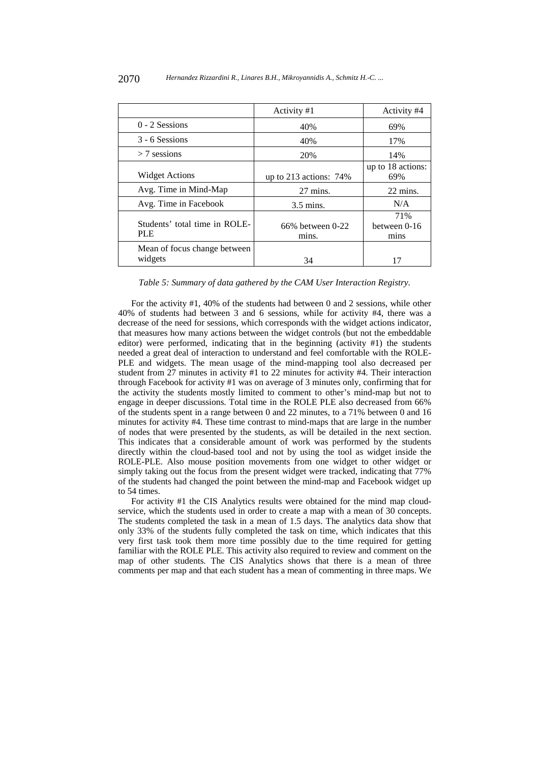| | Activity #1 | Activity #4 |
|---|---|---|
| 0 - 2 Sessions | 40% | 69% |
| 3 - 6 Sessions | 40% | 17% |
| > 7 sessions | 20% | 14% |
| Widget Actions | up to 213 actions: 74% | up to 18 actions: 69% |
| Avg. Time in Mind-Map | 27 mins. | 22 mins. |
| Avg. Time in Facebook | 3.5 mins. | N/A |
| Students' total time in ROLE-PLE | 66% between 0-22 mins. | 71% between 0-16 mins |
| Mean of focus change between widgets | 34 | 17 |

*Table 5: Summary of data gathered by the CAM User Interaction Registry.*

For the activity #1, 40% of the students had between 0 and 2 sessions, while other 40% of students had between 3 and 6 sessions, while for activity #4, there was a decrease of the need for sessions, which corresponds with the widget actions indicator, that measures how many actions between the widget controls (but not the embeddable editor) were performed, indicating that in the beginning (activity #1) the students needed a great deal of interaction to understand and feel comfortable with the ROLE-PLE and widgets. The mean usage of the mind-mapping tool also decreased per student from 27 minutes in activity #1 to 22 minutes for activity #4. Their interaction through Facebook for activity #1 was on average of 3 minutes only, confirming that for the activity the students mostly limited to comment to other's mind-map but not to engage in deeper discussions. Total time in the ROLE PLE also decreased from 66% of the students spent in a range between 0 and 22 minutes, to a 71% between 0 and 16 minutes for activity #4. These time contrast to mind-maps that are large in the number of nodes that were presented by the students, as will be detailed in the next section. This indicates that a considerable amount of work was performed by the students directly within the cloud-based tool and not by using the tool as widget inside the ROLE-PLE. Also mouse position movements from one widget to other widget or simply taking out the focus from the present widget were tracked, indicating that 77% of the students had changed the point between the mind-map and Facebook widget up to 54 times.

For activity #1 the CIS Analytics results were obtained for the mind map cloud-service, which the students used in order to create a map with a mean of 30 concepts. The students completed the task in a mean of 1.5 days. The analytics data show that only 33% of the students fully completed the task on time, which indicates that this very first task took them more time possibly due to the time required for getting familiar with the ROLE PLE. This activity also required to review and comment on the map of other students. The CIS Analytics shows that there is a mean of three comments per map and that each student has a mean of commenting in three maps. We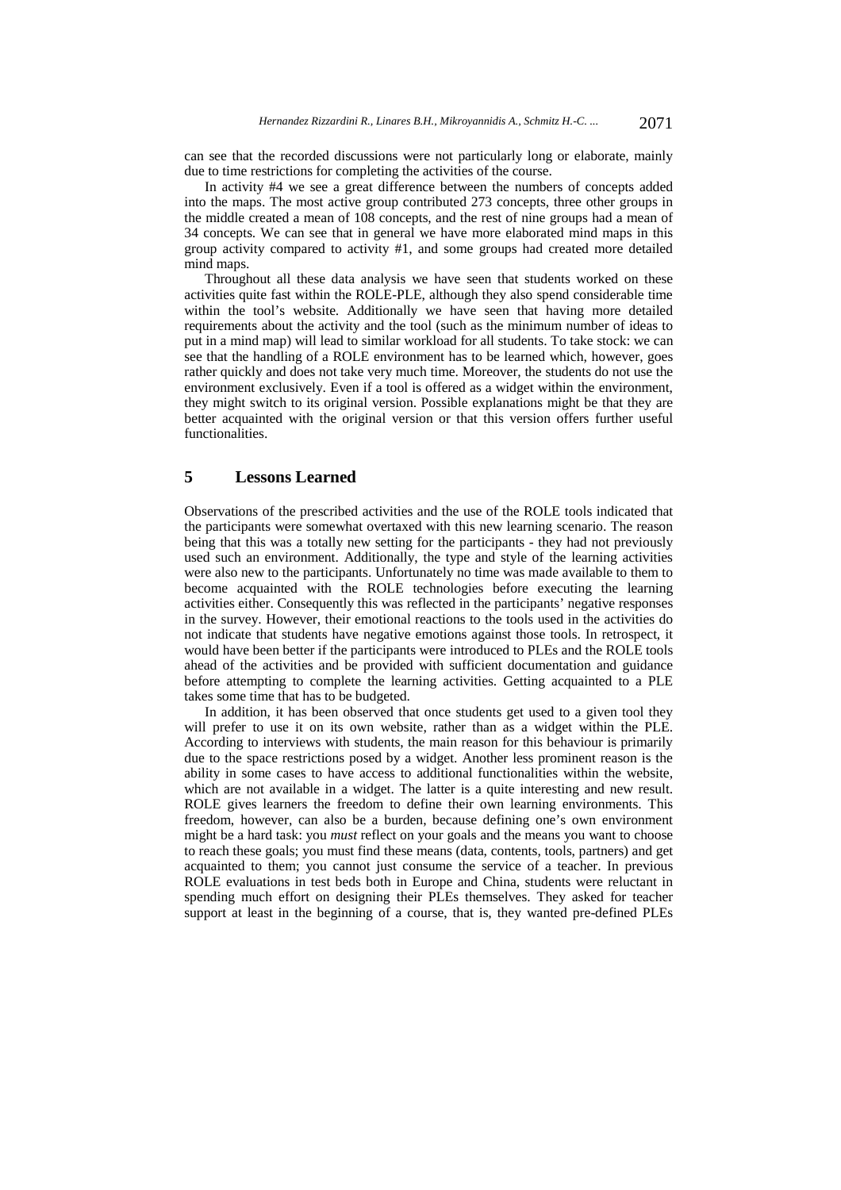can see that the recorded discussions were not particularly long or elaborate, mainly due to time restrictions for completing the activities of the course.

In activity #4 we see a great difference between the numbers of concepts added into the maps. The most active group contributed 273 concepts, three other groups in the middle created a mean of 108 concepts, and the rest of nine groups had a mean of 34 concepts. We can see that in general we have more elaborated mind maps in this group activity compared to activity #1, and some groups had created more detailed mind maps.

Throughout all these data analysis we have seen that students worked on these activities quite fast within the ROLE-PLE, although they also spend considerable time within the tool's website. Additionally we have seen that having more detailed requirements about the activity and the tool (such as the minimum number of ideas to put in a mind map) will lead to similar workload for all students. To take stock: we can see that the handling of a ROLE environment has to be learned which, however, goes rather quickly and does not take very much time. Moreover, the students do not use the environment exclusively. Even if a tool is offered as a widget within the environment, they might switch to its original version. Possible explanations might be that they are better acquainted with the original version or that this version offers further useful functionalities.

## 5 Lessons Learned

Observations of the prescribed activities and the use of the ROLE tools indicated that the participants were somewhat overtaxed with this new learning scenario. The reason being that this was a totally new setting for the participants - they had not previously used such an environment. Additionally, the type and style of the learning activities were also new to the participants. Unfortunately no time was made available to them to become acquainted with the ROLE technologies before executing the learning activities either. Consequently this was reflected in the participants' negative responses in the survey. However, their emotional reactions to the tools used in the activities do not indicate that students have negative emotions against those tools. In retrospect, it would have been better if the participants were introduced to PLEs and the ROLE tools ahead of the activities and be provided with sufficient documentation and guidance before attempting to complete the learning activities. Getting acquainted to a PLE takes some time that has to be budgeted.

In addition, it has been observed that once students get used to a given tool they will prefer to use it on its own website, rather than as a widget within the PLE. According to interviews with students, the main reason for this behaviour is primarily due to the space restrictions posed by a widget. Another less prominent reason is the ability in some cases to have access to additional functionalities within the website, which are not available in a widget. The latter is a quite interesting and new result. ROLE gives learners the freedom to define their own learning environments. This freedom, however, can also be a burden, because defining one's own environment might be a hard task: you *must* reflect on your goals and the means you want to choose to reach these goals; you must find these means (data, contents, tools, partners) and get acquainted to them; you cannot just consume the service of a teacher. In previous ROLE evaluations in test beds both in Europe and China, students were reluctant in spending much effort on designing their PLEs themselves. They asked for teacher support at least in the beginning of a course, that is, they wanted pre-defined PLEs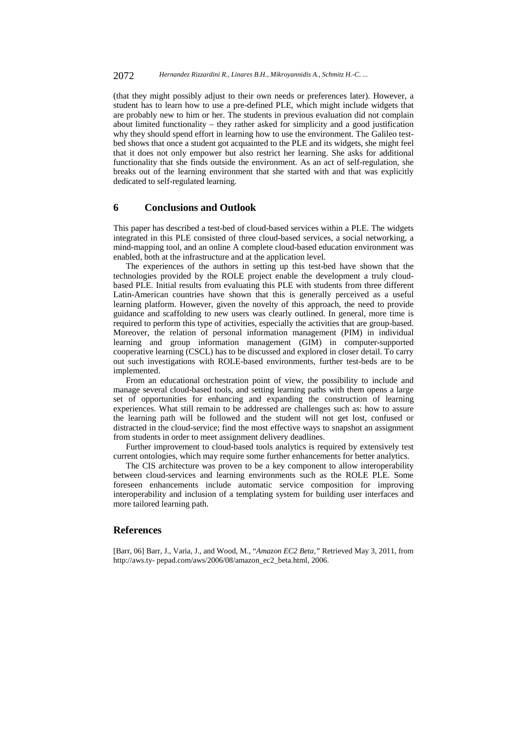(that they might possibly adjust to their own needs or preferences later). However, a student has to learn how to use a pre-defined PLE, which might include widgets that are probably new to him or her. The students in previous evaluation did not complain about limited functionality – they rather asked for simplicity and a good justification why they should spend effort in learning how to use the environment. The Galileo test-bed shows that once a student got acquainted to the PLE and its widgets, she might feel that it does not only empower but also restrict her learning. She asks for additional functionality that she finds outside the environment. As an act of self-regulation, she breaks out of the learning environment that she started with and that was explicitly dedicated to self-regulated learning.

## 6 Conclusions and Outlook

This paper has described a test-bed of cloud-based services within a PLE. The widgets integrated in this PLE consisted of three cloud-based services, a social networking, a mind-mapping tool, and an online A complete cloud-based education environment was enabled, both at the infrastructure and at the application level.

The experiences of the authors in setting up this test-bed have shown that the technologies provided by the ROLE project enable the development a truly cloud-based PLE. Initial results from evaluating this PLE with students from three different Latin-American countries have shown that this is generally perceived as a useful learning platform. However, given the novelty of this approach, the need to provide guidance and scaffolding to new users was clearly outlined. In general, more time is required to perform this type of activities, especially the activities that are group-based. Moreover, the relation of personal information management (PIM) in individual learning and group information management (GIM) in computer-supported cooperative learning (CSCL) has to be discussed and explored in closer detail. To carry out such investigations with ROLE-based environments, further test-beds are to be implemented.

From an educational orchestration point of view, the possibility to include and manage several cloud-based tools, and setting learning paths with them opens a large set of opportunities for enhancing and expanding the construction of learning experiences. What still remain to be addressed are challenges such as: how to assure the learning path will be followed and the student will not get lost, confused or distracted in the cloud-service; find the most effective ways to snapshot an assignment from students in order to meet assignment delivery deadlines.

Further improvement to cloud-based tools analytics is required by extensively test current ontologies, which may require some further enhancements for better analytics.

The CIS architecture was proven to be a key component to allow interoperability between cloud-services and learning environments such as the ROLE PLE. Some foreseen enhancements include automatic service composition for improving interoperability and inclusion of a templating system for building user interfaces and more tailored learning path.

## References

[Barr, 06] Barr, J., Varia, J., and Wood, M., "*Amazon EC2 Beta,*" Retrieved May 3, 2011, from http://aws.ty- pepad.com/aws/2006/08/amazon_ec2_beta.html, 2006.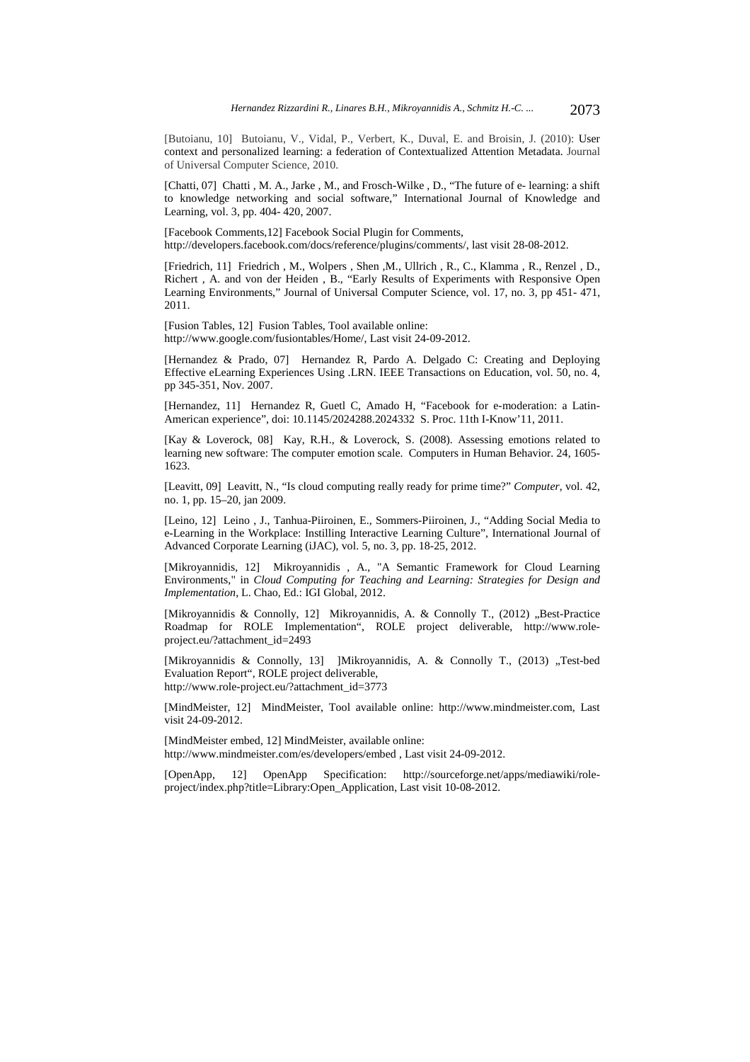[Butoianu, 10] Butoianu, V., Vidal, P., Verbert, K., Duval, E. and Broisin, J. (2010): User context and personalized learning: a federation of Contextualized Attention Metadata. Journal of Universal Computer Science, 2010.

[Chatti, 07] Chatti , M. A., Jarke , M., and Frosch-Wilke , D., "The future of e- learning: a shift to knowledge networking and social software," International Journal of Knowledge and Learning, vol. 3, pp. 404- 420, 2007.

[Facebook Comments,12] Facebook Social Plugin for Comments, http://developers.facebook.com/docs/reference/plugins/comments/, last visit 28-08-2012.

[Friedrich, 11] Friedrich , M., Wolpers , Shen ,M., Ullrich , R., C., Klamma , R., Renzel , D., Richert , A. and von der Heiden , B., "Early Results of Experiments with Responsive Open Learning Environments," Journal of Universal Computer Science, vol. 17, no. 3, pp 451- 471, 2011.

[Fusion Tables, 12] Fusion Tables, Tool available online: http://www.google.com/fusiontables/Home/, Last visit 24-09-2012.

[Hernandez & Prado, 07] Hernandez R, Pardo A. Delgado C: Creating and Deploying Effective eLearning Experiences Using .LRN. IEEE Transactions on Education, vol. 50, no. 4, pp 345-351, Nov. 2007.

[Hernandez, 11] Hernandez R, Guetl C, Amado H, "Facebook for e-moderation: a Latin-American experience", doi: 10.1145/2024288.2024332 S. Proc. 11th I-Know'11, 2011.

[Kay & Loverock, 08] Kay, R.H., & Loverock, S. (2008). Assessing emotions related to learning new software: The computer emotion scale. Computers in Human Behavior. 24, 1605-1623.

[Leavitt, 09] Leavitt, N., "Is cloud computing really ready for prime time?" *Computer*, vol. 42, no. 1, pp. 15–20, jan 2009.

[Leino, 12] Leino , J., Tanhua-Piiroinen, E., Sommers-Piiroinen, J., "Adding Social Media to e-Learning in the Workplace: Instilling Interactive Learning Culture", International Journal of Advanced Corporate Learning (iJAC), vol. 5, no. 3, pp. 18-25, 2012.

[Mikroyannidis, 12] Mikroyannidis , A., "A Semantic Framework for Cloud Learning Environments," in *Cloud Computing for Teaching and Learning: Strategies for Design and Implementation*, L. Chao, Ed.: IGI Global, 2012.

[Mikroyannidis & Connolly, 12] Mikroyannidis, A. & Connolly T., (2012) „Best-Practice Roadmap for ROLE Implementation", ROLE project deliverable, http://www.role-project.eu/?attachment_id=2493

[Mikroyannidis & Connolly, 13] ]Mikroyannidis, A. & Connolly T., (2013) „Test-bed Evaluation Report", ROLE project deliverable, http://www.role-project.eu/?attachment_id=3773

[MindMeister, 12] MindMeister, Tool available online: http://www.mindmeister.com, Last visit 24-09-2012.

[MindMeister embed, 12] MindMeister, available online: http://www.mindmeister.com/es/developers/embed , Last visit 24-09-2012.

[OpenApp, 12] OpenApp Specification: http://sourceforge.net/apps/mediawiki/role-project/index.php?title=Library:Open_Application, Last visit 10-08-2012.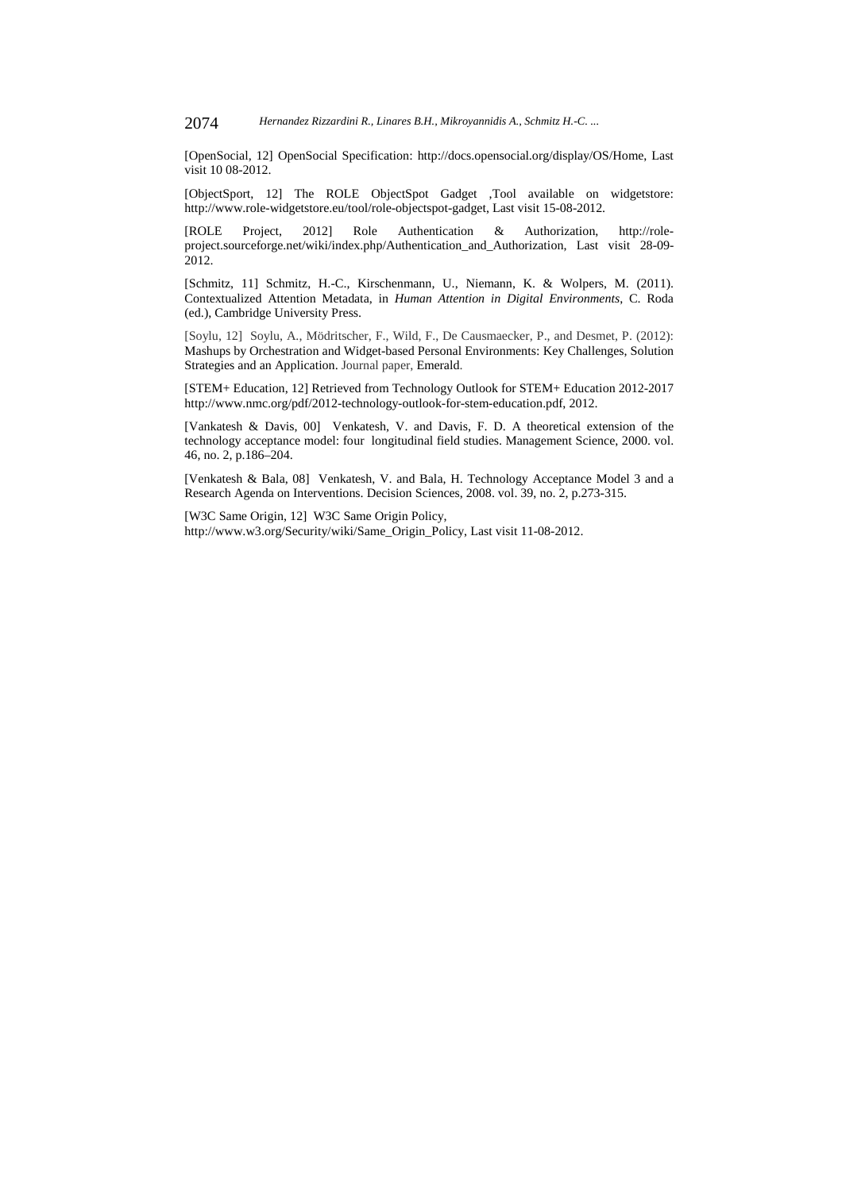[OpenSocial, 12] OpenSocial Specification: http://docs.opensocial.org/display/OS/Home, Last visit 10 08-2012.

[ObjectSport, 12] The ROLE ObjectSpot Gadget ,Tool available on widgetstore: http://www.role-widgetstore.eu/tool/role-objectspot-gadget, Last visit 15-08-2012.

[ROLE Project, 2012] Role Authentication & Authorization, http://role-project.sourceforge.net/wiki/index.php/Authentication_and_Authorization, Last visit 28-09-2012.

[Schmitz, 11] Schmitz, H.-C., Kirschenmann, U., Niemann, K. & Wolpers, M. (2011). Contextualized Attention Metadata, in *Human Attention in Digital Environments*, C. Roda (ed.), Cambridge University Press.

[Soylu, 12] Soylu, A., Mödritscher, F., Wild, F., De Causmaecker, P., and Desmet, P. (2012): Mashups by Orchestration and Widget-based Personal Environments: Key Challenges, Solution Strategies and an Application. Journal paper, Emerald.

[STEM+ Education, 12] Retrieved from Technology Outlook for STEM+ Education 2012-2017 http://www.nmc.org/pdf/2012-technology-outlook-for-stem-education.pdf, 2012.

[Vankatesh & Davis, 00] Venkatesh, V. and Davis, F. D. A theoretical extension of the technology acceptance model: four longitudinal field studies. Management Science, 2000. vol. 46, no. 2, p.186–204.

[Venkatesh & Bala, 08] Venkatesh, V. and Bala, H. Technology Acceptance Model 3 and a Research Agenda on Interventions. Decision Sciences, 2008. vol. 39, no. 2, p.273-315.

[W3C Same Origin, 12] W3C Same Origin Policy, http://www.w3.org/Security/wiki/Same_Origin_Policy, Last visit 11-08-2012.